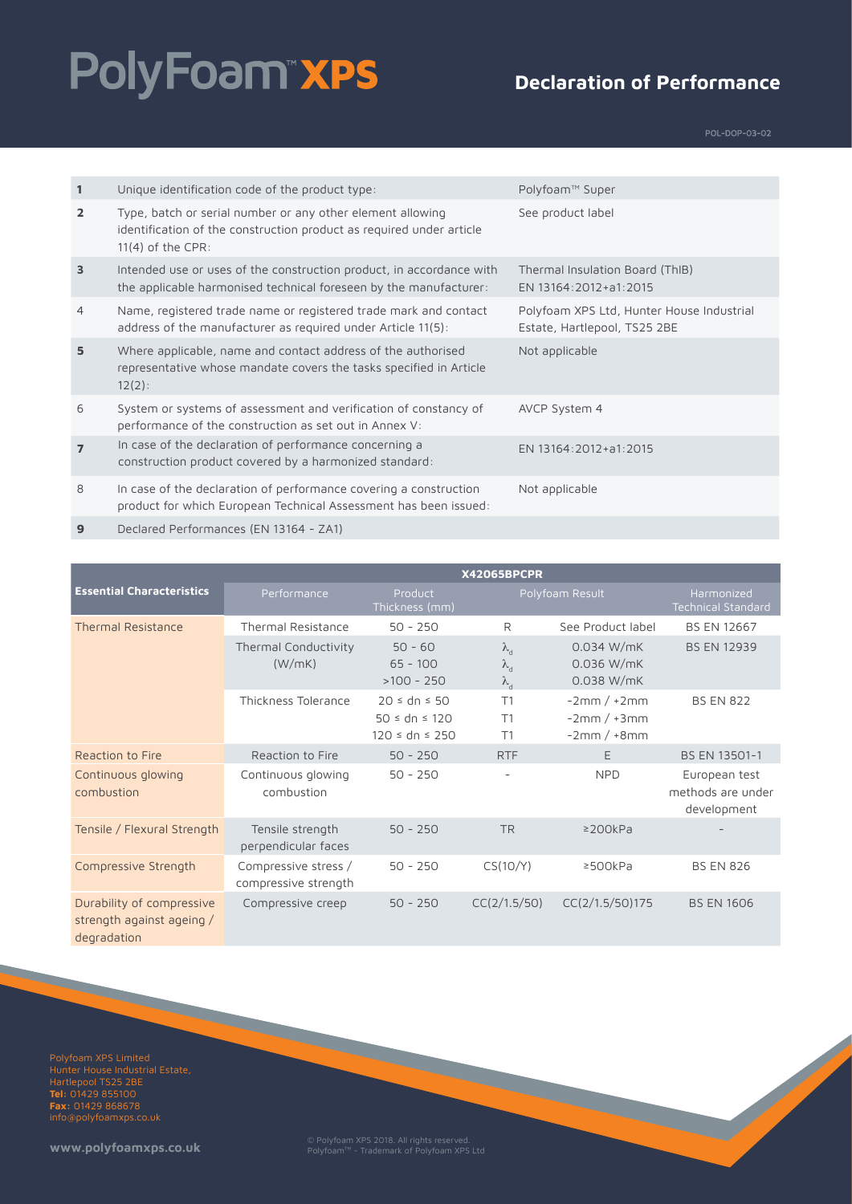# PolyFoam™ XPS

## Declaration of Performance

POL-DOP-03-02

| | | |
|---|---|---|
| **1** | Unique identification code of the product type: | Polyfoam™ Super |
| **2** | Type, batch or serial number or any other element allowing identification of the construction product as required under article 11(4) of the CPR: | See product label |
| **3** | Intended use or uses of the construction product, in accordance with the applicable harmonised technical foreseen by the manufacturer: | Thermal Insulation Board (ThIB) EN 13164:2012+a1:2015 |
| 4 | Name, registered trade name or registered trade mark and contact address of the manufacturer as required under Article 11(5): | Polyfoam XPS Ltd, Hunter House Industrial Estate, Hartlepool, TS25 2BE |
| **5** | Where applicable, name and contact address of the authorised representative whose mandate covers the tasks specified in Article 12(2): | Not applicable |
| 6 | System or systems of assessment and verification of constancy of performance of the construction as set out in Annex V: | AVCP System 4 |
| **7** | In case of the declaration of performance concerning a construction product covered by a harmonized standard: | EN 13164:2012+a1:2015 |
| 8 | In case of the declaration of performance covering a construction product for which European Technical Assessment has been issued: | Not applicable |
| **9** | Declared Performances (EN 13164 - ZA1) | |

| | X42065BPCPR | | | | |
|---|---|---|---|---|---|
| **Essential Characteristics** | Performance | Product Thickness (mm) | Polyfoam Result | | Harmonized Technical Standard |
| Thermal Resistance | Thermal Resistance | 50 - 250 | R | See Product label | BS EN 12667 |
| | Thermal Conductivity (W/mK) | 50 - 60<br>65 - 100<br>>100 - 250 | $\lambda_d$<br>$\lambda_d$<br>$\lambda_d$ | 0.034 W/mK<br>0.036 W/mK<br>0.038 W/mK | BS EN 12939 |
| | Thickness Tolerance | 20 ≤ dn ≤ 50<br>50 ≤ dn ≤ 120<br>120 ≤ dn ≤ 250 | T1<br>T1<br>T1 | -2mm / +2mm<br>-2mm / +3mm<br>-2mm / +8mm | BS EN 822 |
| Reaction to Fire | Reaction to Fire | 50 - 250 | RTF | E | BS EN 13501-1 |
| Continuous glowing combustion | Continuous glowing combustion | 50 - 250 | - | NPD | European test methods are under development |
| Tensile / Flexural Strength | Tensile strength perpendicular faces | 50 - 250 | TR | ≥200kPa | - |
| Compressive Strength | Compressive stress / compressive strength | 50 - 250 | CS(10/Y) | ≥500kPa | BS EN 826 |
| Durability of compressive strength against ageing / degradation | Compressive creep | 50 - 250 | CC(2/1.5/50) | CC(2/1.5/50)175 | BS EN 1606 |

Polyfoam XPS Limited
Hunter House Industrial Estate,
Hartlepool TS25 2BE
**Tel:** 01429 855100
**Fax:** 01429 868678
info@polyfoamxps.co.uk

**www.polyfoamxps.co.uk**

© Polyfoam XPS 2018. All rights reserved.
Polyfoam™ - Trademark of Polyfoam XPS Ltd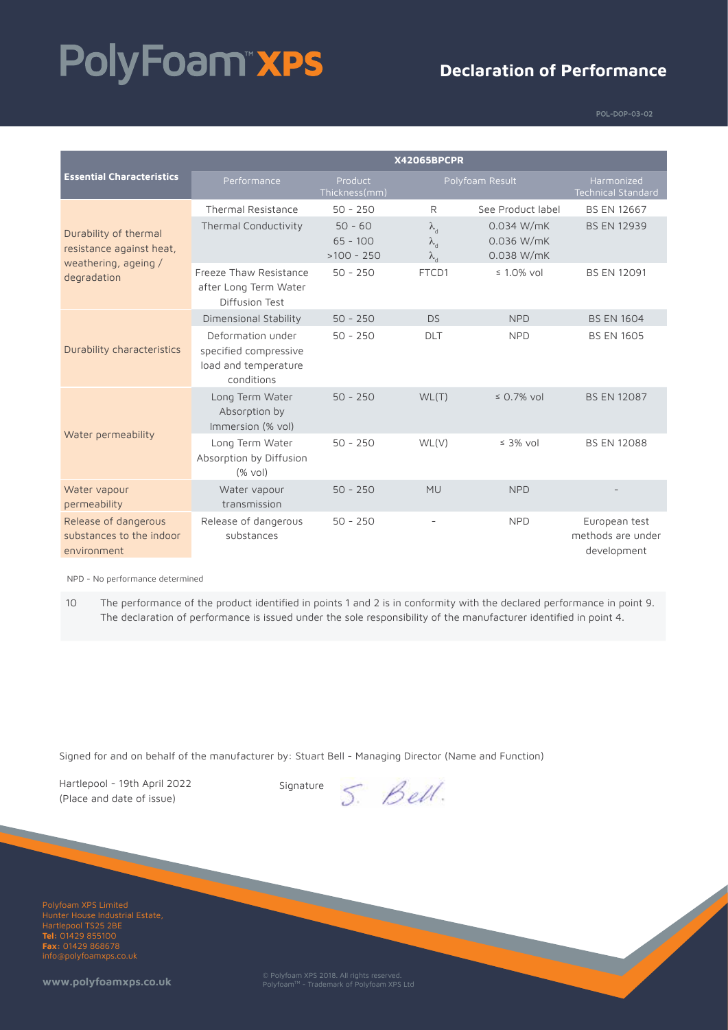# PolyFoam™ XPS

## Declaration of Performance

POL-DOP-03-02

| Essential Characteristics | X42065BPCPR | | | | |
|---|---|---|---|---|---|
| | Performance | Product Thickness(mm) | Polyfoam Result | | Harmonized Technical Standard |
| Durability of thermal resistance against heat, weathering, ageing / degradation | Thermal Resistance | 50 - 250 | R | See Product label | BS EN 12667 |
| | Thermal Conductivity | 50 - 60<br>65 - 100<br>>100 - 250 | $\lambda_d$<br>$\lambda_d$<br>$\lambda_d$ | 0.034 W/mK<br>0.036 W/mK<br>0.038 W/mK | BS EN 12939 |
| | Freeze Thaw Resistance after Long Term Water Diffusion Test | 50 - 250 | FTCD1 | ≤ 1.0% vol | BS EN 12091 |
| Durability characteristics | Dimensional Stability | 50 - 250 | DS | NPD | BS EN 1604 |
| | Deformation under specified compressive load and temperature conditions | 50 - 250 | DLT | NPD | BS EN 1605 |
| Water permeability | Long Term Water Absorption by Immersion (% vol) | 50 - 250 | WL(T) | ≤ 0.7% vol | BS EN 12087 |
| | Long Term Water Absorption by Diffusion (% vol) | 50 - 250 | WL(V) | ≤ 3% vol | BS EN 12088 |
| Water vapour permeability | Water vapour transmission | 50 - 250 | MU | NPD | - |
| Release of dangerous substances to the indoor environment | Release of dangerous substances | 50 - 250 | - | NPD | European test methods are under development |

NPD - No performance determined

10 The performance of the product identified in points 1 and 2 is in conformity with the declared performance in point 9. The declaration of performance is issued under the sole responsibility of the manufacturer identified in point 4.

Signed for and on behalf of the manufacturer by: Stuart Bell - Managing Director (Name and Function)

Hartlepool - 19th April 2022
(Place and date of issue)

Signature S. Bell.

Polyfoam XPS Limited
Hunter House Industrial Estate,
Hartlepool TS25 2BE
**Tel:** 01429 855100
**Fax:** 01429 868678
info@polyfoamxps.co.uk

**www.polyfoamxps.co.uk**

© Polyfoam XPS 2018. All rights reserved.
Polyfoam™ - Trademark of Polyfoam XPS Ltd